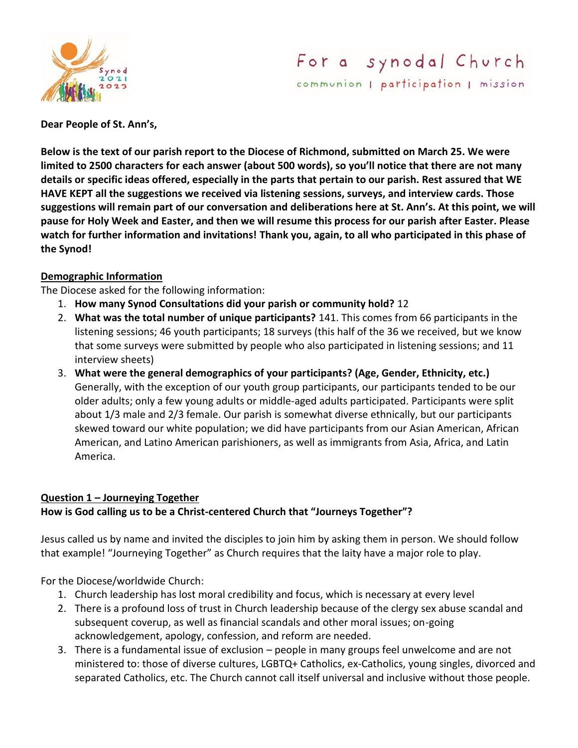For a synodal Church

communion | participation | mission

**Dear People of St. Ann's,**

**Below is the text of our parish report to the Diocese of Richmond, submitted on March 25. We were limited to 2500 characters for each answer (about 500 words), so you'll notice that there are not many details or specific ideas offered, especially in the parts that pertain to our parish. Rest assured that WE HAVE KEPT all the suggestions we received via listening sessions, surveys, and interview cards. Those suggestions will remain part of our conversation and deliberations here at St. Ann's. At this point, we will pause for Holy Week and Easter, and then we will resume this process for our parish after Easter. Please watch for further information and invitations! Thank you, again, to all who participated in this phase of the Synod!**

## Demographic Information

The Diocese asked for the following information:

1. **How many Synod Consultations did your parish or community hold?** 12
2. **What was the total number of unique participants?** 141. This comes from 66 participants in the listening sessions; 46 youth participants; 18 surveys (this half of the 36 we received, but we know that some surveys were submitted by people who also participated in listening sessions; and 11 interview sheets)
3. **What were the general demographics of your participants? (Age, Gender, Ethnicity, etc.)** Generally, with the exception of our youth group participants, our participants tended to be our older adults; only a few young adults or middle-aged adults participated. Participants were split about 1/3 male and 2/3 female. Our parish is somewhat diverse ethnically, but our participants skewed toward our white population; we did have participants from our Asian American, African American, and Latino American parishioners, as well as immigrants from Asia, Africa, and Latin America.

## Question 1 – Journeying Together

**How is God calling us to be a Christ-centered Church that "Journeys Together"?**

Jesus called us by name and invited the disciples to join him by asking them in person. We should follow that example! "Journeying Together" as Church requires that the laity have a major role to play.

For the Diocese/worldwide Church:

1. Church leadership has lost moral credibility and focus, which is necessary at every level
2. There is a profound loss of trust in Church leadership because of the clergy sex abuse scandal and subsequent coverup, as well as financial scandals and other moral issues; on-going acknowledgement, apology, confession, and reform are needed.
3. There is a fundamental issue of exclusion – people in many groups feel unwelcome and are not ministered to: those of diverse cultures, LGBTQ+ Catholics, ex-Catholics, young singles, divorced and separated Catholics, etc. The Church cannot call itself universal and inclusive without those people.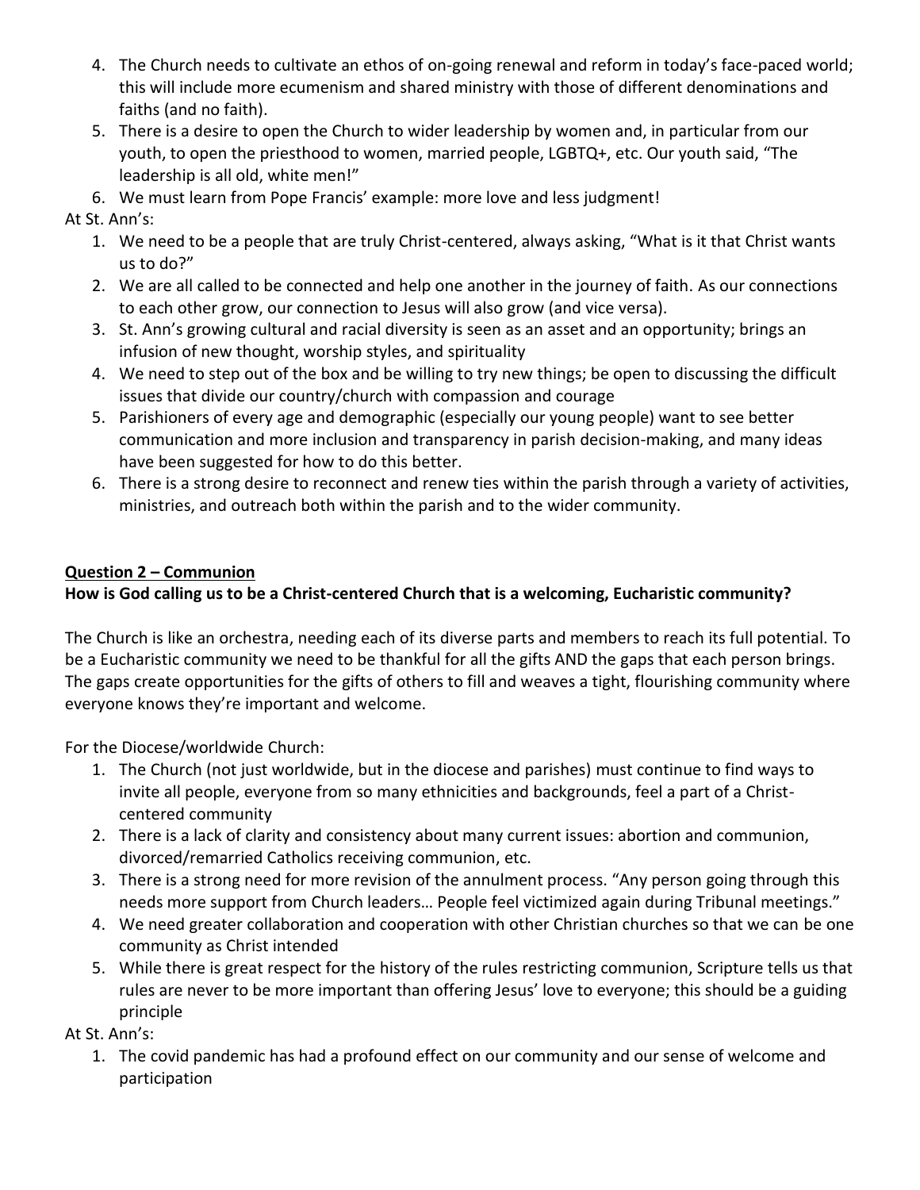4. The Church needs to cultivate an ethos of on-going renewal and reform in today's face-paced world; this will include more ecumenism and shared ministry with those of different denominations and faiths (and no faith).
5. There is a desire to open the Church to wider leadership by women and, in particular from our youth, to open the priesthood to women, married people, LGBTQ+, etc. Our youth said, "The leadership is all old, white men!"
6. We must learn from Pope Francis' example: more love and less judgment!

At St. Ann's:

1. We need to be a people that are truly Christ-centered, always asking, "What is it that Christ wants us to do?"
2. We are all called to be connected and help one another in the journey of faith. As our connections to each other grow, our connection to Jesus will also grow (and vice versa).
3. St. Ann's growing cultural and racial diversity is seen as an asset and an opportunity; brings an infusion of new thought, worship styles, and spirituality
4. We need to step out of the box and be willing to try new things; be open to discussing the difficult issues that divide our country/church with compassion and courage
5. Parishioners of every age and demographic (especially our young people) want to see better communication and more inclusion and transparency in parish decision-making, and many ideas have been suggested for how to do this better.
6. There is a strong desire to reconnect and renew ties within the parish through a variety of activities, ministries, and outreach both within the parish and to the wider community.

**<u>Question 2 – Communion</u>**

**How is God calling us to be a Christ-centered Church that is a welcoming, Eucharistic community?**

The Church is like an orchestra, needing each of its diverse parts and members to reach its full potential. To be a Eucharistic community we need to be thankful for all the gifts AND the gaps that each person brings. The gaps create opportunities for the gifts of others to fill and weaves a tight, flourishing community where everyone knows they're important and welcome.

For the Diocese/worldwide Church:

1. The Church (not just worldwide, but in the diocese and parishes) must continue to find ways to invite all people, everyone from so many ethnicities and backgrounds, feel a part of a Christ-centered community
2. There is a lack of clarity and consistency about many current issues: abortion and communion, divorced/remarried Catholics receiving communion, etc.
3. There is a strong need for more revision of the annulment process. "Any person going through this needs more support from Church leaders… People feel victimized again during Tribunal meetings."
4. We need greater collaboration and cooperation with other Christian churches so that we can be one community as Christ intended
5. While there is great respect for the history of the rules restricting communion, Scripture tells us that rules are never to be more important than offering Jesus' love to everyone; this should be a guiding principle

At St. Ann's:

1. The covid pandemic has had a profound effect on our community and our sense of welcome and participation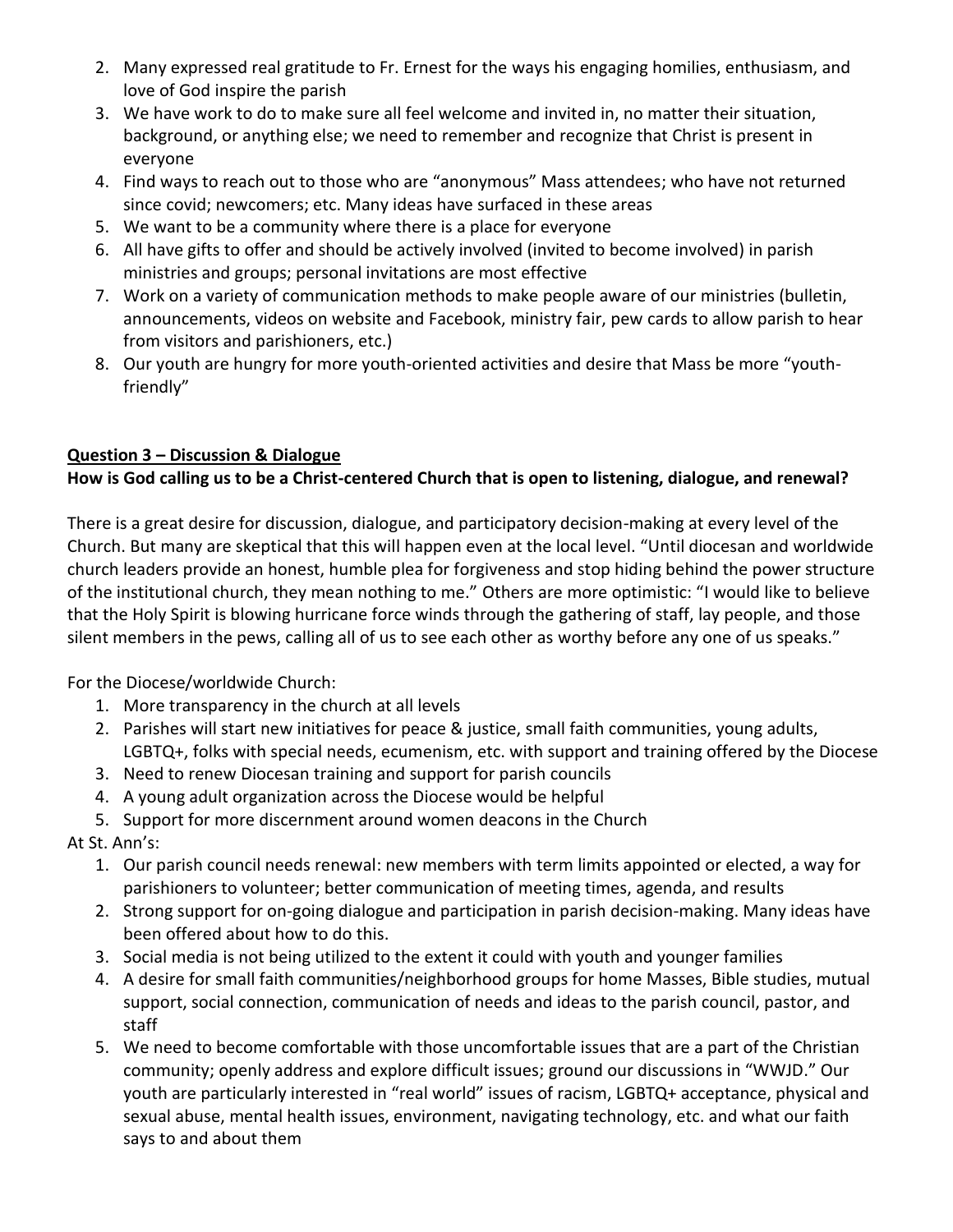2. Many expressed real gratitude to Fr. Ernest for the ways his engaging homilies, enthusiasm, and love of God inspire the parish
3. We have work to do to make sure all feel welcome and invited in, no matter their situation, background, or anything else; we need to remember and recognize that Christ is present in everyone
4. Find ways to reach out to those who are "anonymous" Mass attendees; who have not returned since covid; newcomers; etc. Many ideas have surfaced in these areas
5. We want to be a community where there is a place for everyone
6. All have gifts to offer and should be actively involved (invited to become involved) in parish ministries and groups; personal invitations are most effective
7. Work on a variety of communication methods to make people aware of our ministries (bulletin, announcements, videos on website and Facebook, ministry fair, pew cards to allow parish to hear from visitors and parishioners, etc.)
8. Our youth are hungry for more youth-oriented activities and desire that Mass be more "youth-friendly"

**Question 3 – Discussion & Dialogue**

**How is God calling us to be a Christ-centered Church that is open to listening, dialogue, and renewal?**

There is a great desire for discussion, dialogue, and participatory decision-making at every level of the Church. But many are skeptical that this will happen even at the local level. "Until diocesan and worldwide church leaders provide an honest, humble plea for forgiveness and stop hiding behind the power structure of the institutional church, they mean nothing to me." Others are more optimistic: "I would like to believe that the Holy Spirit is blowing hurricane force winds through the gathering of staff, lay people, and those silent members in the pews, calling all of us to see each other as worthy before any one of us speaks."

For the Diocese/worldwide Church:

1. More transparency in the church at all levels
2. Parishes will start new initiatives for peace & justice, small faith communities, young adults, LGBTQ+, folks with special needs, ecumenism, etc. with support and training offered by the Diocese
3. Need to renew Diocesan training and support for parish councils
4. A young adult organization across the Diocese would be helpful
5. Support for more discernment around women deacons in the Church

At St. Ann's:

1. Our parish council needs renewal: new members with term limits appointed or elected, a way for parishioners to volunteer; better communication of meeting times, agenda, and results
2. Strong support for on-going dialogue and participation in parish decision-making. Many ideas have been offered about how to do this.
3. Social media is not being utilized to the extent it could with youth and younger families
4. A desire for small faith communities/neighborhood groups for home Masses, Bible studies, mutual support, social connection, communication of needs and ideas to the parish council, pastor, and staff
5. We need to become comfortable with those uncomfortable issues that are a part of the Christian community; openly address and explore difficult issues; ground our discussions in "WWJD." Our youth are particularly interested in "real world" issues of racism, LGBTQ+ acceptance, physical and sexual abuse, mental health issues, environment, navigating technology, etc. and what our faith says to and about them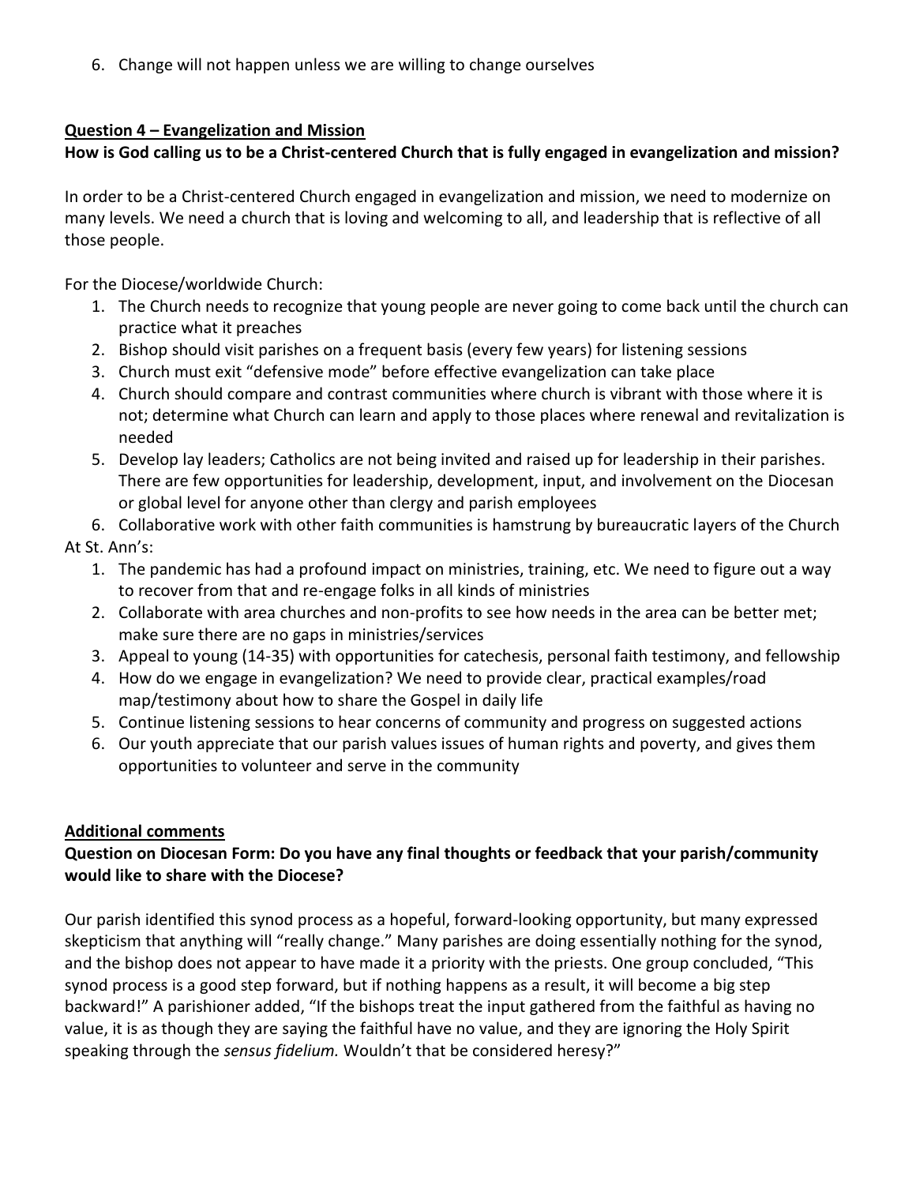6. Change will not happen unless we are willing to change ourselves

**Question 4 – Evangelization and Mission**

**How is God calling us to be a Christ-centered Church that is fully engaged in evangelization and mission?**

In order to be a Christ-centered Church engaged in evangelization and mission, we need to modernize on many levels. We need a church that is loving and welcoming to all, and leadership that is reflective of all those people.

For the Diocese/worldwide Church:

1. The Church needs to recognize that young people are never going to come back until the church can practice what it preaches
2. Bishop should visit parishes on a frequent basis (every few years) for listening sessions
3. Church must exit "defensive mode" before effective evangelization can take place
4. Church should compare and contrast communities where church is vibrant with those where it is not; determine what Church can learn and apply to those places where renewal and revitalization is needed
5. Develop lay leaders; Catholics are not being invited and raised up for leadership in their parishes. There are few opportunities for leadership, development, input, and involvement on the Diocesan or global level for anyone other than clergy and parish employees
6. Collaborative work with other faith communities is hamstrung by bureaucratic layers of the Church

At St. Ann's:

1. The pandemic has had a profound impact on ministries, training, etc. We need to figure out a way to recover from that and re-engage folks in all kinds of ministries
2. Collaborate with area churches and non-profits to see how needs in the area can be better met; make sure there are no gaps in ministries/services
3. Appeal to young (14-35) with opportunities for catechesis, personal faith testimony, and fellowship
4. How do we engage in evangelization? We need to provide clear, practical examples/road map/testimony about how to share the Gospel in daily life
5. Continue listening sessions to hear concerns of community and progress on suggested actions
6. Our youth appreciate that our parish values issues of human rights and poverty, and gives them opportunities to volunteer and serve in the community

**Additional comments**

**Question on Diocesan Form: Do you have any final thoughts or feedback that your parish/community would like to share with the Diocese?**

Our parish identified this synod process as a hopeful, forward-looking opportunity, but many expressed skepticism that anything will "really change." Many parishes are doing essentially nothing for the synod, and the bishop does not appear to have made it a priority with the priests. One group concluded, "This synod process is a good step forward, but if nothing happens as a result, it will become a big step backward!" A parishioner added, "If the bishops treat the input gathered from the faithful as having no value, it is as though they are saying the faithful have no value, and they are ignoring the Holy Spirit speaking through the *sensus fidelium.* Wouldn't that be considered heresy?"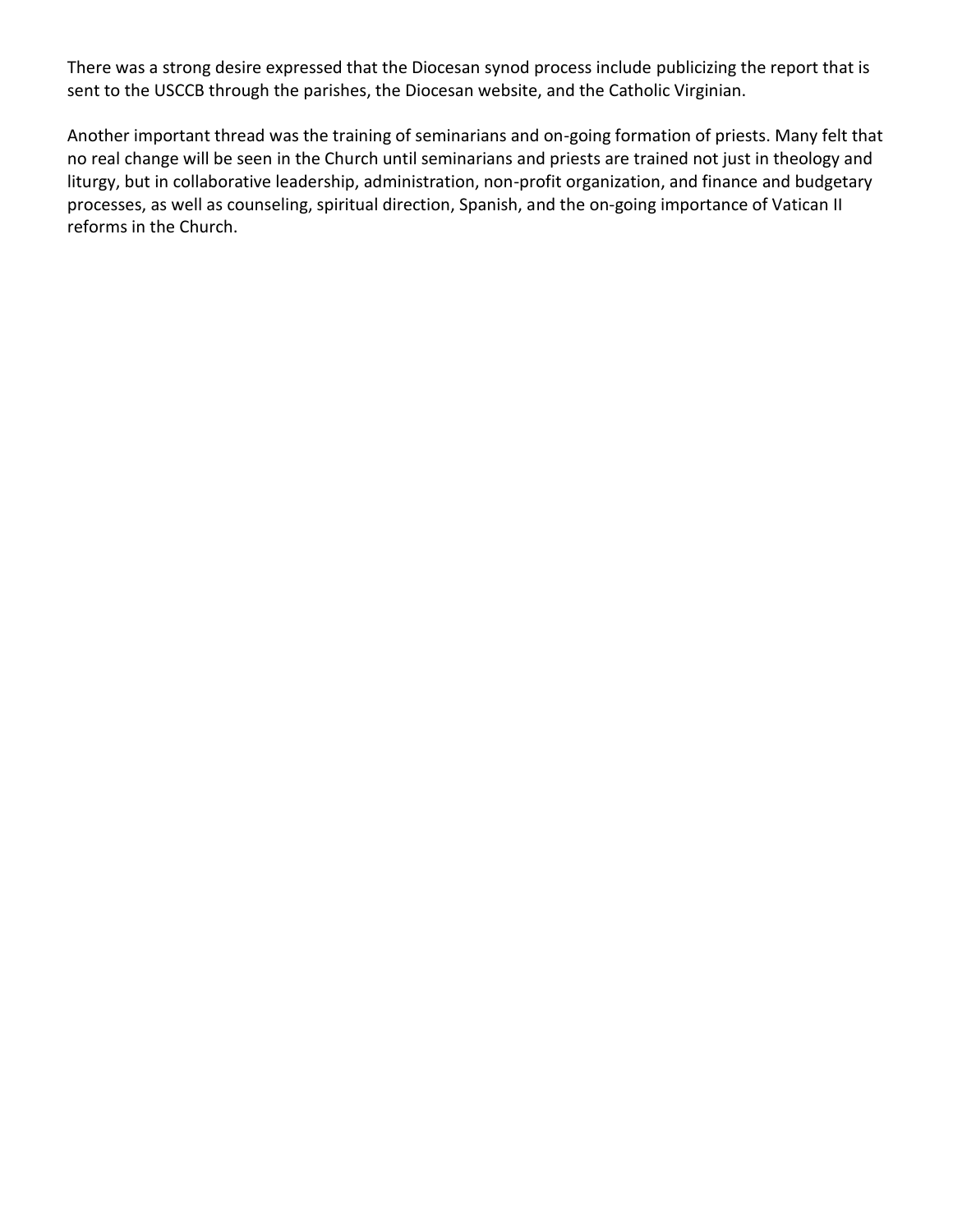There was a strong desire expressed that the Diocesan synod process include publicizing the report that is sent to the USCCB through the parishes, the Diocesan website, and the Catholic Virginian.

Another important thread was the training of seminarians and on-going formation of priests. Many felt that no real change will be seen in the Church until seminarians and priests are trained not just in theology and liturgy, but in collaborative leadership, administration, non-profit organization, and finance and budgetary processes, as well as counseling, spiritual direction, Spanish, and the on-going importance of Vatican II reforms in the Church.